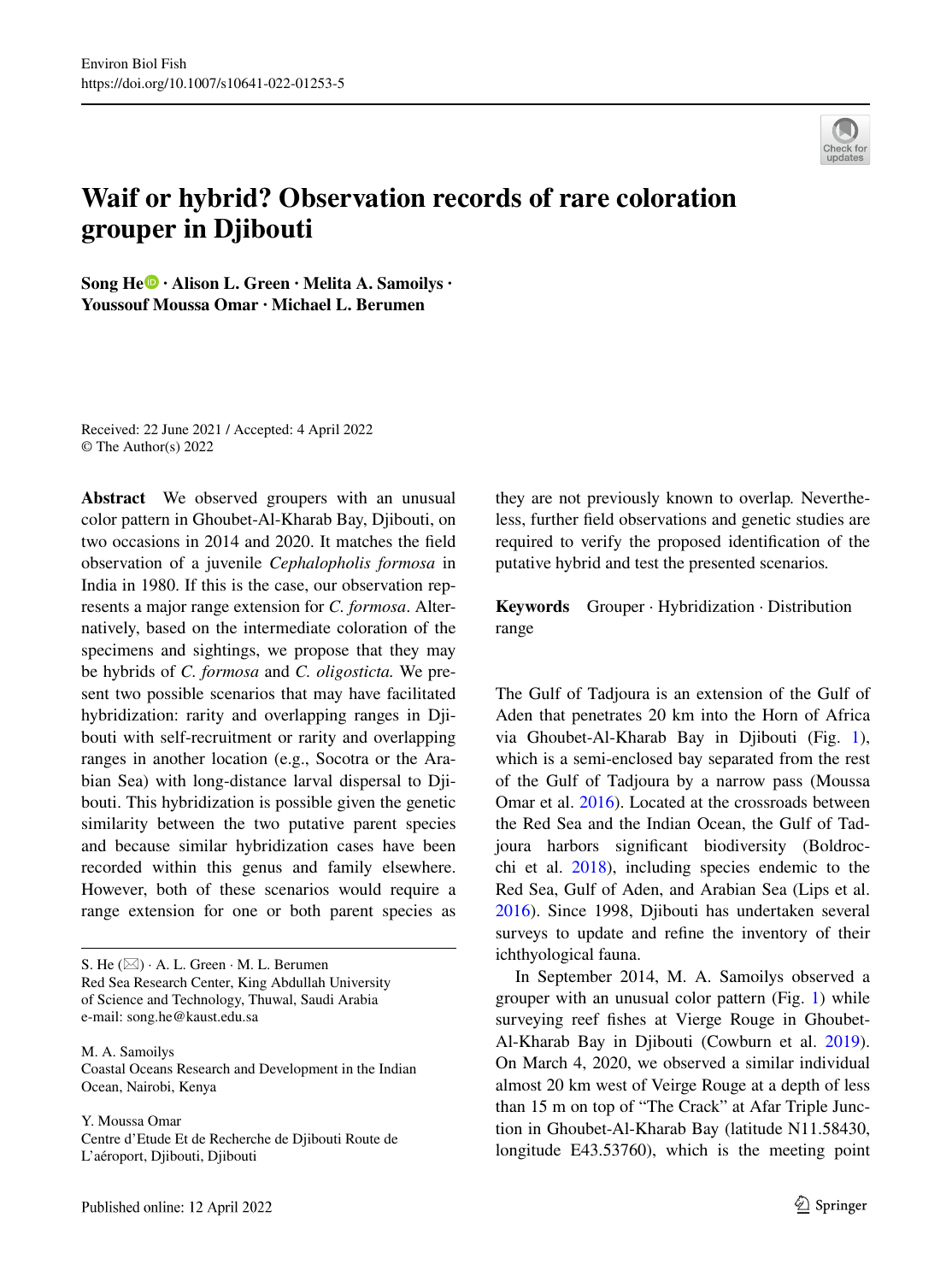# Waif or hybrid? Observation records of rare coloration grouper in Djibouti

**Song He · Alison L. Green · Melita A. Samoilys · Youssouf Moussa Omar · Michael L. Berumen**

Received: 22 June 2021 / Accepted: 4 April 2022
© The Author(s) 2022

**Abstract** We observed groupers with an unusual color pattern in Ghoubet-Al-Kharab Bay, Djibouti, on two occasions in 2014 and 2020. It matches the field observation of a juvenile *Cephalopholis formosa* in India in 1980. If this is the case, our observation represents a major range extension for *C. formosa*. Alternatively, based on the intermediate coloration of the specimens and sightings, we propose that they may be hybrids of *C. formosa* and *C. oligosticta.* We present two possible scenarios that may have facilitated hybridization: rarity and overlapping ranges in Djibouti with self-recruitment or rarity and overlapping ranges in another location (e.g., Socotra or the Arabian Sea) with long-distance larval dispersal to Djibouti. This hybridization is possible given the genetic similarity between the two putative parent species and because similar hybridization cases have been recorded within this genus and family elsewhere. However, both of these scenarios would require a range extension for one or both parent species as they are not previously known to overlap. Nevertheless, further field observations and genetic studies are required to verify the proposed identification of the putative hybrid and test the presented scenarios.

**Keywords** Grouper · Hybridization · Distribution range

S. He (✉) · A. L. Green · M. L. Berumen
Red Sea Research Center, King Abdullah University of Science and Technology, Thuwal, Saudi Arabia
e-mail: song.he@kaust.edu.sa

M. A. Samoilys
Coastal Oceans Research and Development in the Indian Ocean, Nairobi, Kenya

Y. Moussa Omar
Centre d'Etude Et de Recherche de Djibouti Route de L'aéroport, Djibouti, Djibouti

The Gulf of Tadjoura is an extension of the Gulf of Aden that penetrates 20 km into the Horn of Africa via Ghoubet-Al-Kharab Bay in Djibouti (Fig. 1), which is a semi-enclosed bay separated from the rest of the Gulf of Tadjoura by a narrow pass (Moussa Omar et al. 2016). Located at the crossroads between the Red Sea and the Indian Ocean, the Gulf of Tadjoura harbors significant biodiversity (Boldrocchi et al. 2018), including species endemic to the Red Sea, Gulf of Aden, and Arabian Sea (Lips et al. 2016). Since 1998, Djibouti has undertaken several surveys to update and refine the inventory of their ichthyological fauna.

In September 2014, M. A. Samoilys observed a grouper with an unusual color pattern (Fig. 1) while surveying reef fishes at Vierge Rouge in Ghoubet-Al-Kharab Bay in Djibouti (Cowburn et al. 2019). On March 4, 2020, we observed a similar individual almost 20 km west of Veirge Rouge at a depth of less than 15 m on top of "The Crack" at Afar Triple Junction in Ghoubet-Al-Kharab Bay (latitude N11.58430, longitude E43.53760), which is the meeting point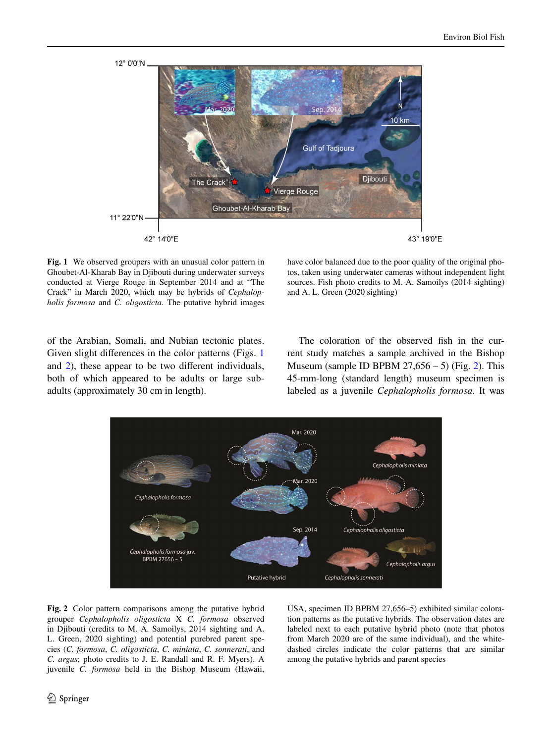**Fig. 1** We observed groupers with an unusual color pattern in Ghoubet-Al-Kharab Bay in Djibouti during underwater surveys conducted at Vierge Rouge in September 2014 and at "The Crack" in March 2020, which may be hybrids of *Cephalopholis formosa* and *C. oligosticta*. The putative hybrid images have color balanced due to the poor quality of the original photos, taken using underwater cameras without independent light sources. Fish photo credits to M. A. Samoilys (2014 sighting) and A. L. Green (2020 sighting)

of the Arabian, Somali, and Nubian tectonic plates. Given slight differences in the color patterns (Figs. 1 and 2), these appear to be two different individuals, both of which appeared to be adults or large sub-adults (approximately 30 cm in length).

The coloration of the observed fish in the current study matches a sample archived in the Bishop Museum (sample ID BPBM 27,656 – 5) (Fig. 2). This 45-mm-long (standard length) museum specimen is labeled as a juvenile *Cephalopholis formosa*. It was

**Fig. 2** Color pattern comparisons among the putative hybrid grouper *Cephalopholis oligosticta* X *C. formosa* observed in Djibouti (credits to M. A. Samoilys, 2014 sighting and A. L. Green, 2020 sighting) and potential purebred parent species (*C. formosa*, *C. oligosticta*, *C. miniata*, *C. sonnerati*, and *C. argus*; photo credits to J. E. Randall and R. F. Myers). A juvenile *C. formosa* held in the Bishop Museum (Hawaii, USA, specimen ID BPBM 27,656–5) exhibited similar coloration patterns as the putative hybrids. The observation dates are labeled next to each putative hybrid photo (note that photos from March 2020 are of the same individual), and the white-dashed circles indicate the color patterns that are similar among the putative hybrids and parent species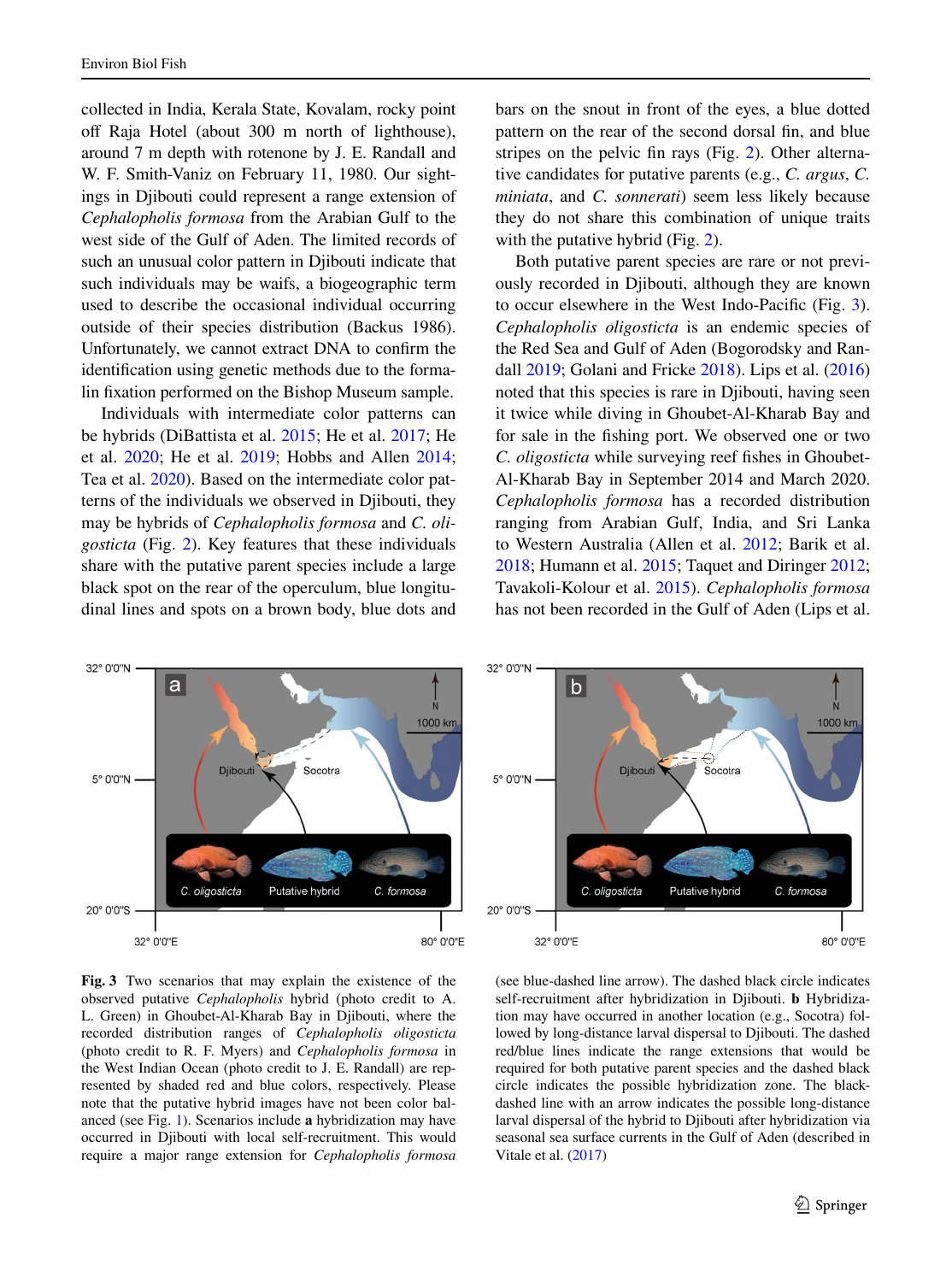collected in India, Kerala State, Kovalam, rocky point off Raja Hotel (about 300 m north of lighthouse), around 7 m depth with rotenone by J. E. Randall and W. F. Smith-Vaniz on February 11, 1980. Our sightings in Djibouti could represent a range extension of *Cephalopholis formosa* from the Arabian Gulf to the west side of the Gulf of Aden. The limited records of such an unusual color pattern in Djibouti indicate that such individuals may be waifs, a biogeographic term used to describe the occasional individual occurring outside of their species distribution (Backus 1986). Unfortunately, we cannot extract DNA to confirm the identification using genetic methods due to the formalin fixation performed on the Bishop Museum sample.

Individuals with intermediate color patterns can be hybrids (DiBattista et al. 2015; He et al. 2017; He et al. 2020; He et al. 2019; Hobbs and Allen 2014; Tea et al. 2020). Based on the intermediate color patterns of the individuals we observed in Djibouti, they may be hybrids of *Cephalopholis formosa* and *C. oligosticta* (Fig. 2). Key features that these individuals share with the putative parent species include a large black spot on the rear of the operculum, blue longitudinal lines and spots on a brown body, blue dots and bars on the snout in front of the eyes, a blue dotted pattern on the rear of the second dorsal fin, and blue stripes on the pelvic fin rays (Fig. 2). Other alternative candidates for putative parents (e.g., *C. argus*, *C. miniata*, and *C. sonnerati*) seem less likely because they do not share this combination of unique traits with the putative hybrid (Fig. 2).

Both putative parent species are rare or not previously recorded in Djibouti, although they are known to occur elsewhere in the West Indo-Pacific (Fig. 3). *Cephalopholis oligosticta* is an endemic species of the Red Sea and Gulf of Aden (Bogorodsky and Randall 2019; Golani and Fricke 2018). Lips et al. (2016) noted that this species is rare in Djibouti, having seen it twice while diving in Ghoubet-Al-Kharab Bay and for sale in the fishing port. We observed one or two *C. oligosticta* while surveying reef fishes in Ghoubet-Al-Kharab Bay in September 2014 and March 2020. *Cephalopholis formosa* has a recorded distribution ranging from Arabian Gulf, India, and Sri Lanka to Western Australia (Allen et al. 2012; Barik et al. 2018; Humann et al. 2015; Taquet and Diringer 2012; Tavakoli-Kolour et al. 2015). *Cephalopholis formosa* has not been recorded in the Gulf of Aden (Lips et al.

**Fig. 3** Two scenarios that may explain the existence of the observed putative *Cephalopholis* hybrid (photo credit to A. L. Green) in Ghoubet-Al-Kharab Bay in Djibouti, where the recorded distribution ranges of *Cephalopholis oligosticta* (photo credit to R. F. Myers) and *Cephalopholis formosa* in the West Indian Ocean (photo credit to J. E. Randall) are represented by shaded red and blue colors, respectively. Please note that the putative hybrid images have not been color balanced (see Fig. 1). Scenarios include **a** hybridization may have occurred in Djibouti with local self-recruitment. This would require a major range extension for *Cephalopholis formosa* (see blue-dashed line arrow). The dashed black circle indicates self-recruitment after hybridization in Djibouti. **b** Hybridization may have occurred in another location (e.g., Socotra) followed by long-distance larval dispersal to Djibouti. The dashed red/blue lines indicate the range extensions that would be required for both putative parent species and the dashed black circle indicates the possible hybridization zone. The black-dashed line with an arrow indicates the possible long-distance larval dispersal of the hybrid to Djibouti after hybridization via seasonal sea surface currents in the Gulf of Aden (described in Vitale et al. (2017)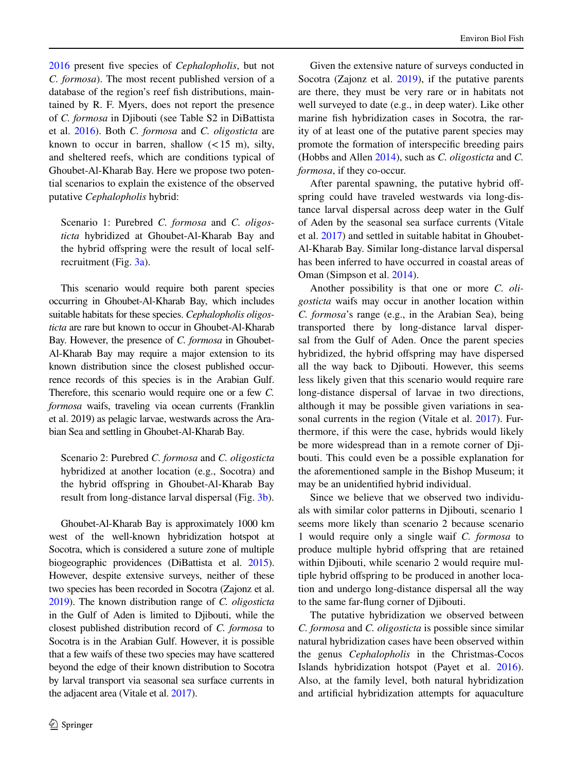2016 present five species of *Cephalopholis*, but not *C. formosa*). The most recent published version of a database of the region's reef fish distributions, maintained by R. F. Myers, does not report the presence of *C. formosa* in Djibouti (see Table S2 in DiBattista et al. 2016). Both *C. formosa* and *C. oligosticta* are known to occur in barren, shallow (< 15 m), silty, and sheltered reefs, which are conditions typical of Ghoubet-Al-Kharab Bay. Here we propose two potential scenarios to explain the existence of the observed putative *Cephalopholis* hybrid:

> Scenario 1: Purebred *C. formosa* and *C. oligosticta* hybridized at Ghoubet-Al-Kharab Bay and the hybrid offspring were the result of local self-recruitment (Fig. 3a).

This scenario would require both parent species occurring in Ghoubet-Al-Kharab Bay, which includes suitable habitats for these species. *Cephalopholis oligosticta* are rare but known to occur in Ghoubet-Al-Kharab Bay. However, the presence of *C. formosa* in Ghoubet-Al-Kharab Bay may require a major extension to its known distribution since the closest published occurrence records of this species is in the Arabian Gulf. Therefore, this scenario would require one or a few *C. formosa* waifs, traveling via ocean currents (Franklin et al. 2019) as pelagic larvae, westwards across the Arabian Sea and settling in Ghoubet-Al-Kharab Bay.

> Scenario 2: Purebred *C. formosa* and *C. oligosticta* hybridized at another location (e.g., Socotra) and the hybrid offspring in Ghoubet-Al-Kharab Bay result from long-distance larval dispersal (Fig. 3b).

Ghoubet-Al-Kharab Bay is approximately 1000 km west of the well-known hybridization hotspot at Socotra, which is considered a suture zone of multiple biogeographic providences (DiBattista et al. 2015). However, despite extensive surveys, neither of these two species has been recorded in Socotra (Zajonz et al. 2019). The known distribution range of *C. oligosticta* in the Gulf of Aden is limited to Djibouti, while the closest published distribution record of *C. formosa* to Socotra is in the Arabian Gulf. However, it is possible that a few waifs of these two species may have scattered beyond the edge of their known distribution to Socotra by larval transport via seasonal sea surface currents in the adjacent area (Vitale et al. 2017).

Given the extensive nature of surveys conducted in Socotra (Zajonz et al. 2019), if the putative parents are there, they must be very rare or in habitats not well surveyed to date (e.g., in deep water). Like other marine fish hybridization cases in Socotra, the rarity of at least one of the putative parent species may promote the formation of interspecific breeding pairs (Hobbs and Allen 2014), such as *C. oligosticta* and *C. formosa*, if they co-occur.

After parental spawning, the putative hybrid offspring could have traveled westwards via long-distance larval dispersal across deep water in the Gulf of Aden by the seasonal sea surface currents (Vitale et al. 2017) and settled in suitable habitat in Ghoubet-Al-Kharab Bay. Similar long-distance larval dispersal has been inferred to have occurred in coastal areas of Oman (Simpson et al. 2014).

Another possibility is that one or more *C. oligosticta* waifs may occur in another location within *C. formosa*'s range (e.g., in the Arabian Sea), being transported there by long-distance larval dispersal from the Gulf of Aden. Once the parent species hybridized, the hybrid offspring may have dispersed all the way back to Djibouti. However, this seems less likely given that this scenario would require rare long-distance dispersal of larvae in two directions, although it may be possible given variations in seasonal currents in the region (Vitale et al. 2017). Furthermore, if this were the case, hybrids would likely be more widespread than in a remote corner of Djibouti. This could even be a possible explanation for the aforementioned sample in the Bishop Museum; it may be an unidentified hybrid individual.

Since we believe that we observed two individuals with similar color patterns in Djibouti, scenario 1 seems more likely than scenario 2 because scenario 1 would require only a single waif *C. formosa* to produce multiple hybrid offspring that are retained within Djibouti, while scenario 2 would require multiple hybrid offspring to be produced in another location and undergo long-distance dispersal all the way to the same far-flung corner of Djibouti.

The putative hybridization we observed between *C. formosa* and *C. oligosticta* is possible since similar natural hybridization cases have been observed within the genus *Cephalopholis* in the Christmas-Cocos Islands hybridization hotspot (Payet et al. 2016). Also, at the family level, both natural hybridization and artificial hybridization attempts for aquaculture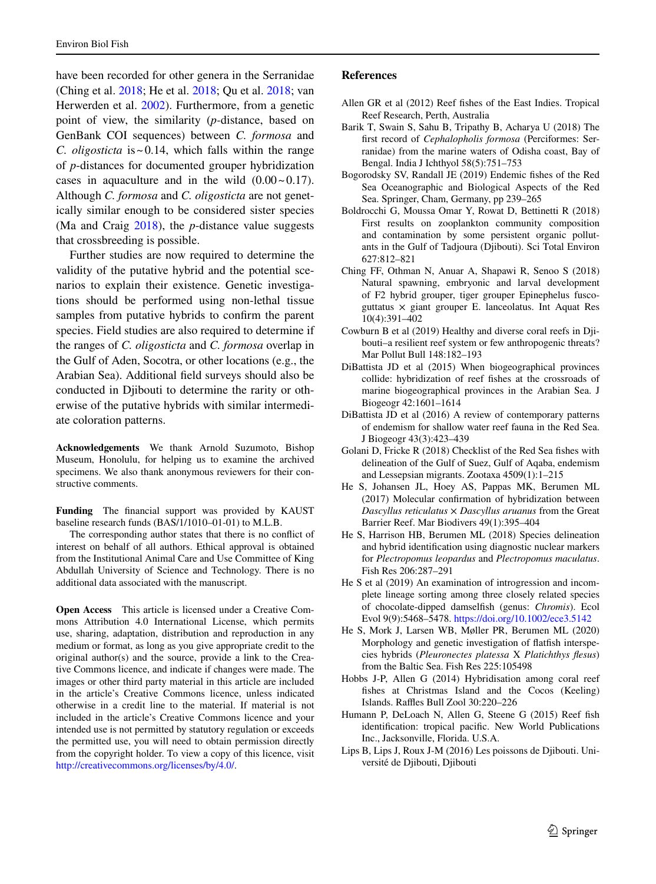have been recorded for other genera in the Serranidae (Ching et al. 2018; He et al. 2018; Qu et al. 2018; van Herwerden et al. 2002). Furthermore, from a genetic point of view, the similarity (*p*-distance, based on GenBank COI sequences) between *C. formosa* and *C. oligosticta* is ~ 0.14, which falls within the range of *p*-distances for documented grouper hybridization cases in aquaculture and in the wild (0.00 ~ 0.17). Although *C. formosa* and *C. oligosticta* are not genetically similar enough to be considered sister species (Ma and Craig 2018), the *p*-distance value suggests that crossbreeding is possible.

Further studies are now required to determine the validity of the putative hybrid and the potential scenarios to explain their existence. Genetic investigations should be performed using non-lethal tissue samples from putative hybrids to confirm the parent species. Field studies are also required to determine if the ranges of *C. oligosticta* and *C. formosa* overlap in the Gulf of Aden, Socotra, or other locations (e.g., the Arabian Sea). Additional field surveys should also be conducted in Djibouti to determine the rarity or otherwise of the putative hybrids with similar intermediate coloration patterns.

**Acknowledgements** We thank Arnold Suzumoto, Bishop Museum, Honolulu, for helping us to examine the archived specimens. We also thank anonymous reviewers for their constructive comments.

**Funding** The financial support was provided by KAUST baseline research funds (BAS/1/1010–01-01) to M.L.B.

The corresponding author states that there is no conflict of interest on behalf of all authors. Ethical approval is obtained from the Institutional Animal Care and Use Committee of King Abdullah University of Science and Technology. There is no additional data associated with the manuscript.

**Open Access** This article is licensed under a Creative Commons Attribution 4.0 International License, which permits use, sharing, adaptation, distribution and reproduction in any medium or format, as long as you give appropriate credit to the original author(s) and the source, provide a link to the Creative Commons licence, and indicate if changes were made. The images or other third party material in this article are included in the article's Creative Commons licence, unless indicated otherwise in a credit line to the material. If material is not included in the article's Creative Commons licence and your intended use is not permitted by statutory regulation or exceeds the permitted use, you will need to obtain permission directly from the copyright holder. To view a copy of this licence, visit http://creativecommons.org/licenses/by/4.0/.

## References

Allen GR et al (2012) Reef fishes of the East Indies. Tropical Reef Research, Perth, Australia

Barik T, Swain S, Sahu B, Tripathy B, Acharya U (2018) The first record of *Cephalopholis formosa* (Perciformes: Serranidae) from the marine waters of Odisha coast, Bay of Bengal. India J Ichthyol 58(5):751–753

Bogorodsky SV, Randall JE (2019) Endemic fishes of the Red Sea Oceanographic and Biological Aspects of the Red Sea. Springer, Cham, Germany, pp 239–265

Boldrocchi G, Moussa Omar Y, Rowat D, Bettinetti R (2018) First results on zooplankton community composition and contamination by some persistent organic pollutants in the Gulf of Tadjoura (Djibouti). Sci Total Environ 627:812–821

Ching FF, Othman N, Anuar A, Shapawi R, Senoo S (2018) Natural spawning, embryonic and larval development of F2 hybrid grouper, tiger grouper Epinephelus fuscoguttatus × giant grouper E. lanceolatus. Int Aquat Res 10(4):391–402

Cowburn B et al (2019) Healthy and diverse coral reefs in Djibouti–a resilient reef system or few anthropogenic threats? Mar Pollut Bull 148:182–193

DiBattista JD et al (2015) When biogeographical provinces collide: hybridization of reef fishes at the crossroads of marine biogeographical provinces in the Arabian Sea. J Biogeogr 42:1601–1614

DiBattista JD et al (2016) A review of contemporary patterns of endemism for shallow water reef fauna in the Red Sea. J Biogeogr 43(3):423–439

Golani D, Fricke R (2018) Checklist of the Red Sea fishes with delineation of the Gulf of Suez, Gulf of Aqaba, endemism and Lessepsian migrants. Zootaxa 4509(1):1–215

He S, Johansen JL, Hoey AS, Pappas MK, Berumen ML (2017) Molecular confirmation of hybridization between *Dascyllus reticulatus* × *Dascyllus aruanus* from the Great Barrier Reef. Mar Biodivers 49(1):395–404

He S, Harrison HB, Berumen ML (2018) Species delineation and hybrid identification using diagnostic nuclear markers for *Plectropomus leopardus* and *Plectropomus maculatus*. Fish Res 206:287–291

He S et al (2019) An examination of introgression and incomplete lineage sorting among three closely related species of chocolate-dipped damselfish (genus: *Chromis*). Ecol Evol 9(9):5468–5478. https://doi.org/10.1002/ece3.5142

He S, Mork J, Larsen WB, Møller PR, Berumen ML (2020) Morphology and genetic investigation of flatfish interspecies hybrids (*Pleuronectes platessa* X *Platichthys flesus*) from the Baltic Sea. Fish Res 225:105498

Hobbs J-P, Allen G (2014) Hybridisation among coral reef fishes at Christmas Island and the Cocos (Keeling) Islands. Raffles Bull Zool 30:220–226

Humann P, DeLoach N, Allen G, Steene G (2015) Reef fish identification: tropical pacific. New World Publications Inc., Jacksonville, Florida. U.S.A.

Lips B, Lips J, Roux J-M (2016) Les poissons de Djibouti. Université de Djibouti, Djibouti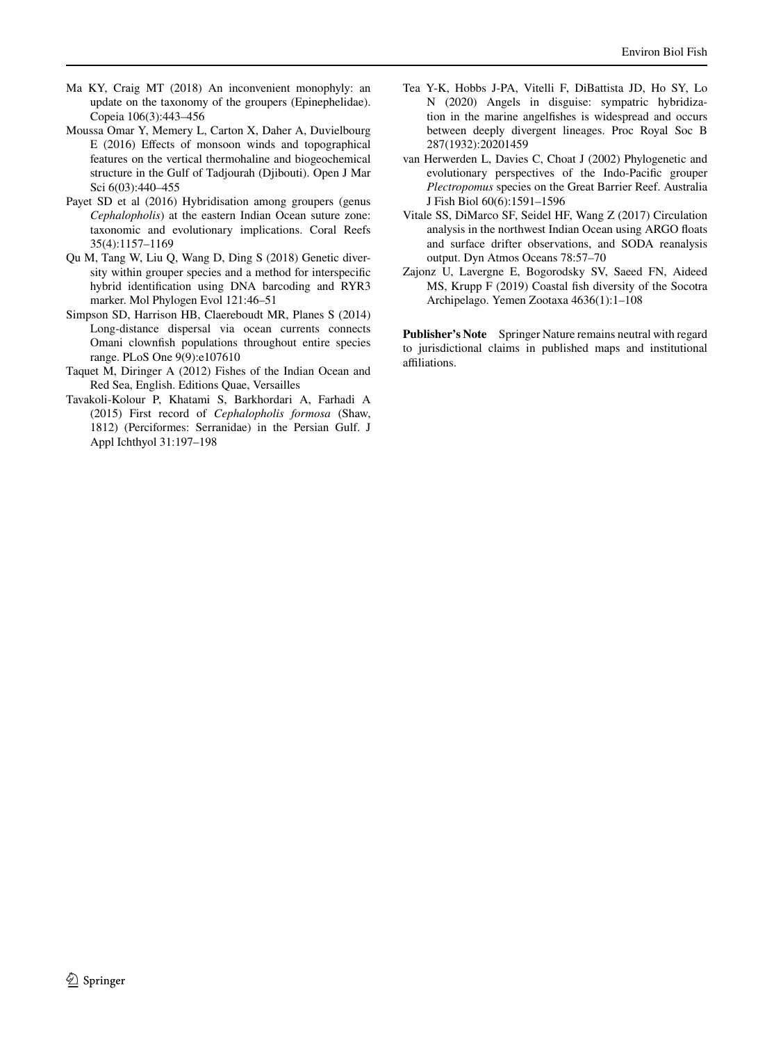Ma KY, Craig MT (2018) An inconvenient monophyly: an update on the taxonomy of the groupers (Epinephelidae). Copeia 106(3):443–456

Moussa Omar Y, Memery L, Carton X, Daher A, Duvielbourg E (2016) Effects of monsoon winds and topographical features on the vertical thermohaline and biogeochemical structure in the Gulf of Tadjourah (Djibouti). Open J Mar Sci 6(03):440–455

Payet SD et al (2016) Hybridisation among groupers (genus *Cephalopholis*) at the eastern Indian Ocean suture zone: taxonomic and evolutionary implications. Coral Reefs 35(4):1157–1169

Qu M, Tang W, Liu Q, Wang D, Ding S (2018) Genetic diversity within grouper species and a method for interspecific hybrid identification using DNA barcoding and RYR3 marker. Mol Phylogen Evol 121:46–51

Simpson SD, Harrison HB, Claereboudt MR, Planes S (2014) Long-distance dispersal via ocean currents connects Omani clownfish populations throughout entire species range. PLoS One 9(9):e107610

Taquet M, Diringer A (2012) Fishes of the Indian Ocean and Red Sea, English. Editions Quae, Versailles

Tavakoli-Kolour P, Khatami S, Barkhordari A, Farhadi A (2015) First record of *Cephalopholis formosa* (Shaw, 1812) (Perciformes: Serranidae) in the Persian Gulf. J Appl Ichthyol 31:197–198

Tea Y-K, Hobbs J-PA, Vitelli F, DiBattista JD, Ho SY, Lo N (2020) Angels in disguise: sympatric hybridization in the marine angelfishes is widespread and occurs between deeply divergent lineages. Proc Royal Soc B 287(1932):20201459

van Herwerden L, Davies C, Choat J (2002) Phylogenetic and evolutionary perspectives of the Indo-Pacific grouper *Plectropomus* species on the Great Barrier Reef. Australia J Fish Biol 60(6):1591–1596

Vitale SS, DiMarco SF, Seidel HF, Wang Z (2017) Circulation analysis in the northwest Indian Ocean using ARGO floats and surface drifter observations, and SODA reanalysis output. Dyn Atmos Oceans 78:57–70

Zajonz U, Lavergne E, Bogorodsky SV, Saeed FN, Aideed MS, Krupp F (2019) Coastal fish diversity of the Socotra Archipelago. Yemen Zootaxa 4636(1):1–108

**Publisher's Note** Springer Nature remains neutral with regard to jurisdictional claims in published maps and institutional affiliations.